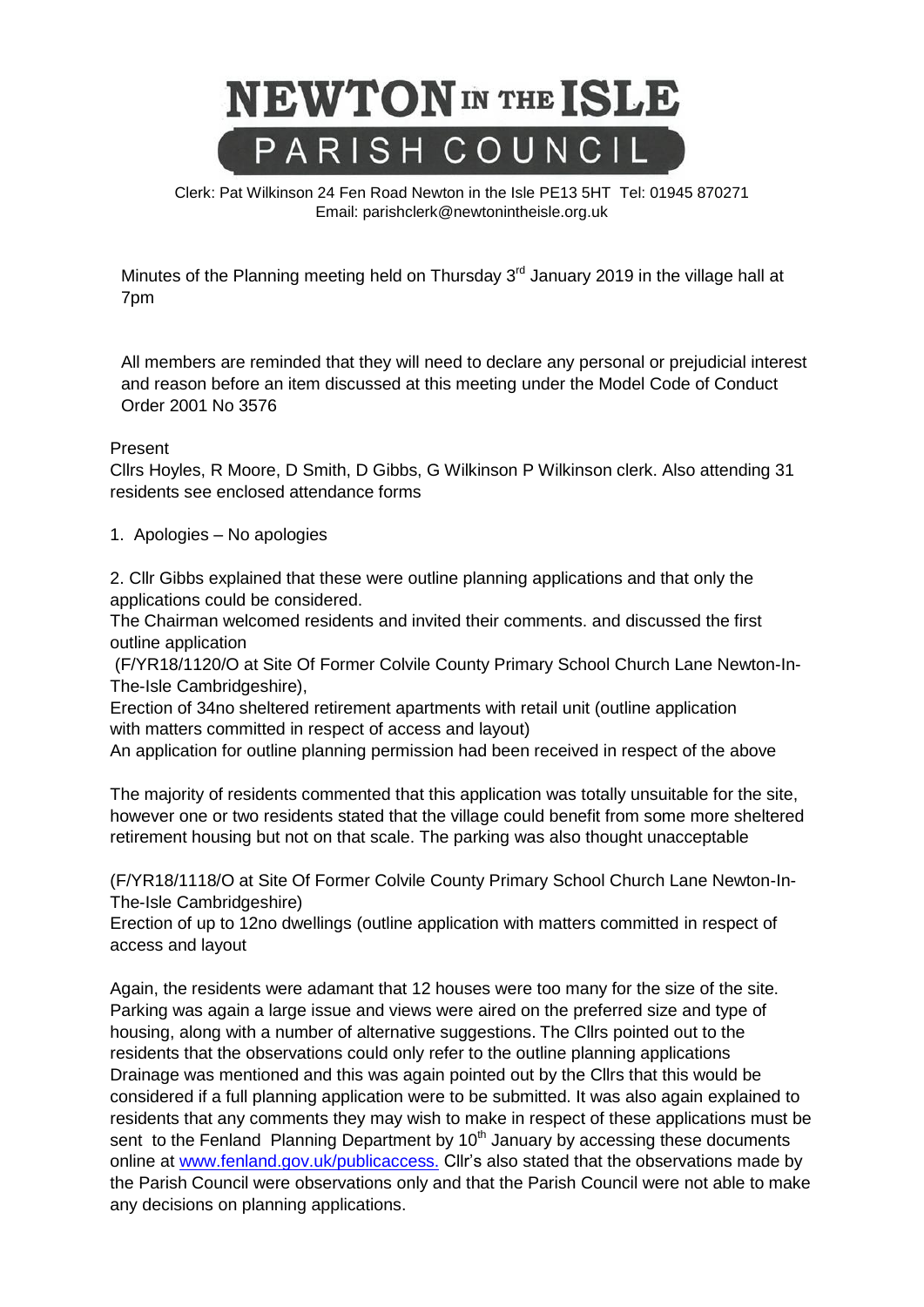# NEWTON IN THE ISLE

## PARISH COUNCIL

Clerk: Pat Wilkinson 24 Fen Road Newton in the Isle PE13 5HT Tel: 01945 870271
Email: parishclerk@newtonintheisle.org.uk

Minutes of the Planning meeting held on Thursday 3rd January 2019 in the village hall at 7pm

All members are reminded that they will need to declare any personal or prejudicial interest and reason before an item discussed at this meeting under the Model Code of Conduct Order 2001 No 3576

Present
Cllrs Hoyles, R Moore, D Smith, D Gibbs, G Wilkinson P Wilkinson clerk. Also attending 31 residents see enclosed attendance forms

1. Apologies – No apologies

2. Cllr Gibbs explained that these were outline planning applications and that only the applications could be considered.
The Chairman welcomed residents and invited their comments. and discussed the first outline application
(F/YR18/1120/O at Site Of Former Colvile County Primary School Church Lane Newton-In-The-Isle Cambridgeshire),
Erection of 34no sheltered retirement apartments with retail unit (outline application with matters committed in respect of access and layout)
An application for outline planning permission had been received in respect of the above

The majority of residents commented that this application was totally unsuitable for the site, however one or two residents stated that the village could benefit from some more sheltered retirement housing but not on that scale. The parking was also thought unacceptable

(F/YR18/1118/O at Site Of Former Colvile County Primary School Church Lane Newton-In-The-Isle Cambridgeshire)
Erection of up to 12no dwellings (outline application with matters committed in respect of access and layout

Again, the residents were adamant that 12 houses were too many for the size of the site. Parking was again a large issue and views were aired on the preferred size and type of housing, along with a number of alternative suggestions. The Cllrs pointed out to the residents that the observations could only refer to the outline planning applications
Drainage was mentioned and this was again pointed out by the Cllrs that this would be considered if a full planning application were to be submitted. It was also again explained to residents that any comments they may wish to make in respect of these applications must be sent to the Fenland Planning Department by 10th January by accessing these documents online at www.fenland.gov.uk/publicaccess. Cllr's also stated that the observations made by the Parish Council were observations only and that the Parish Council were not able to make any decisions on planning applications.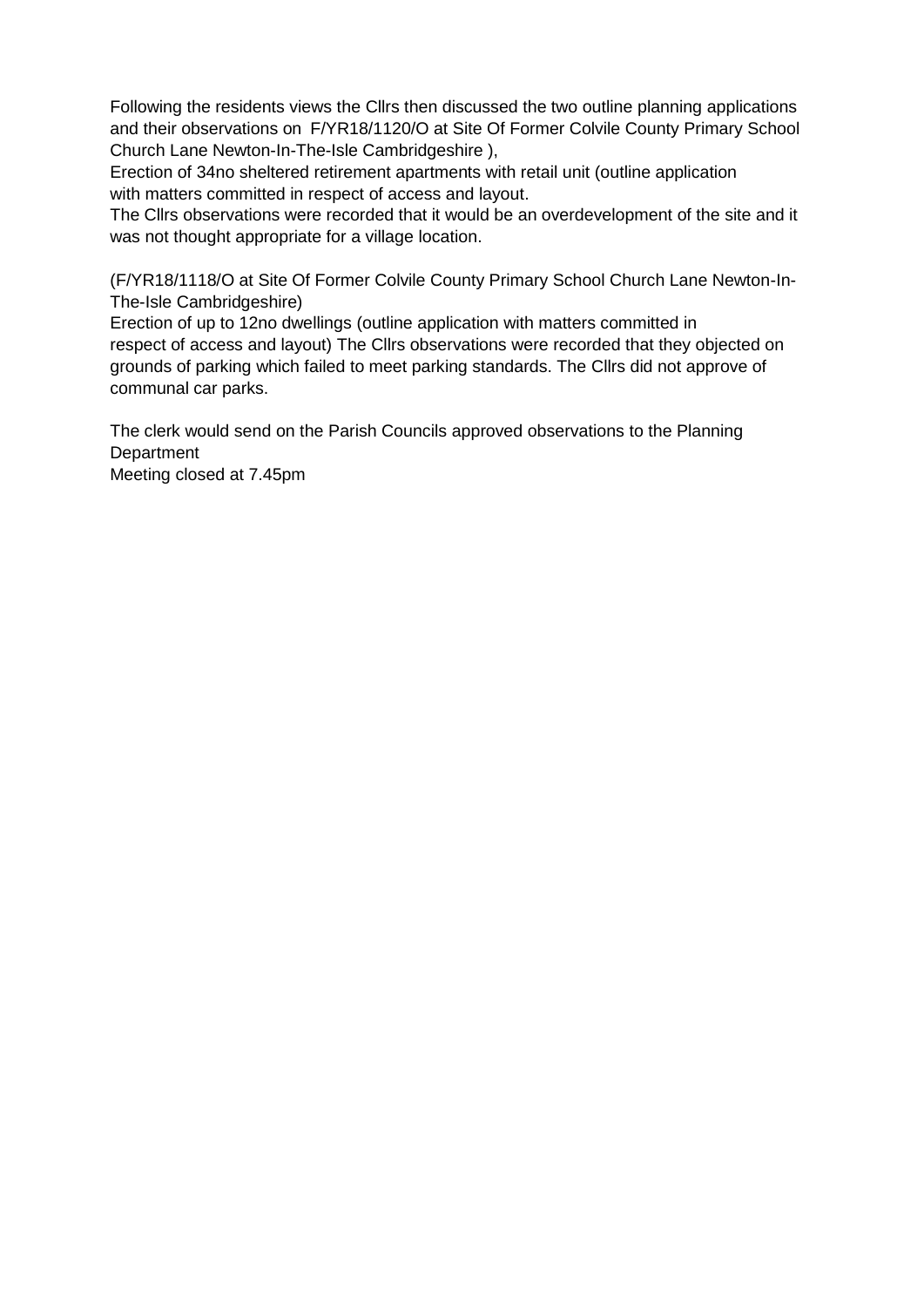Following the residents views the Cllrs then discussed the two outline planning applications and their observations on F/YR18/1120/O at Site Of Former Colvile County Primary School Church Lane Newton-In-The-Isle Cambridgeshire ),
Erection of 34no sheltered retirement apartments with retail unit (outline application with matters committed in respect of access and layout.
The Cllrs observations were recorded that it would be an overdevelopment of the site and it was not thought appropriate for a village location.

(F/YR18/1118/O at Site Of Former Colvile County Primary School Church Lane Newton-In-The-Isle Cambridgeshire)
Erection of up to 12no dwellings (outline application with matters committed in respect of access and layout) The Cllrs observations were recorded that they objected on grounds of parking which failed to meet parking standards. The Cllrs did not approve of communal car parks.

The clerk would send on the Parish Councils approved observations to the Planning Department
Meeting closed at 7.45pm